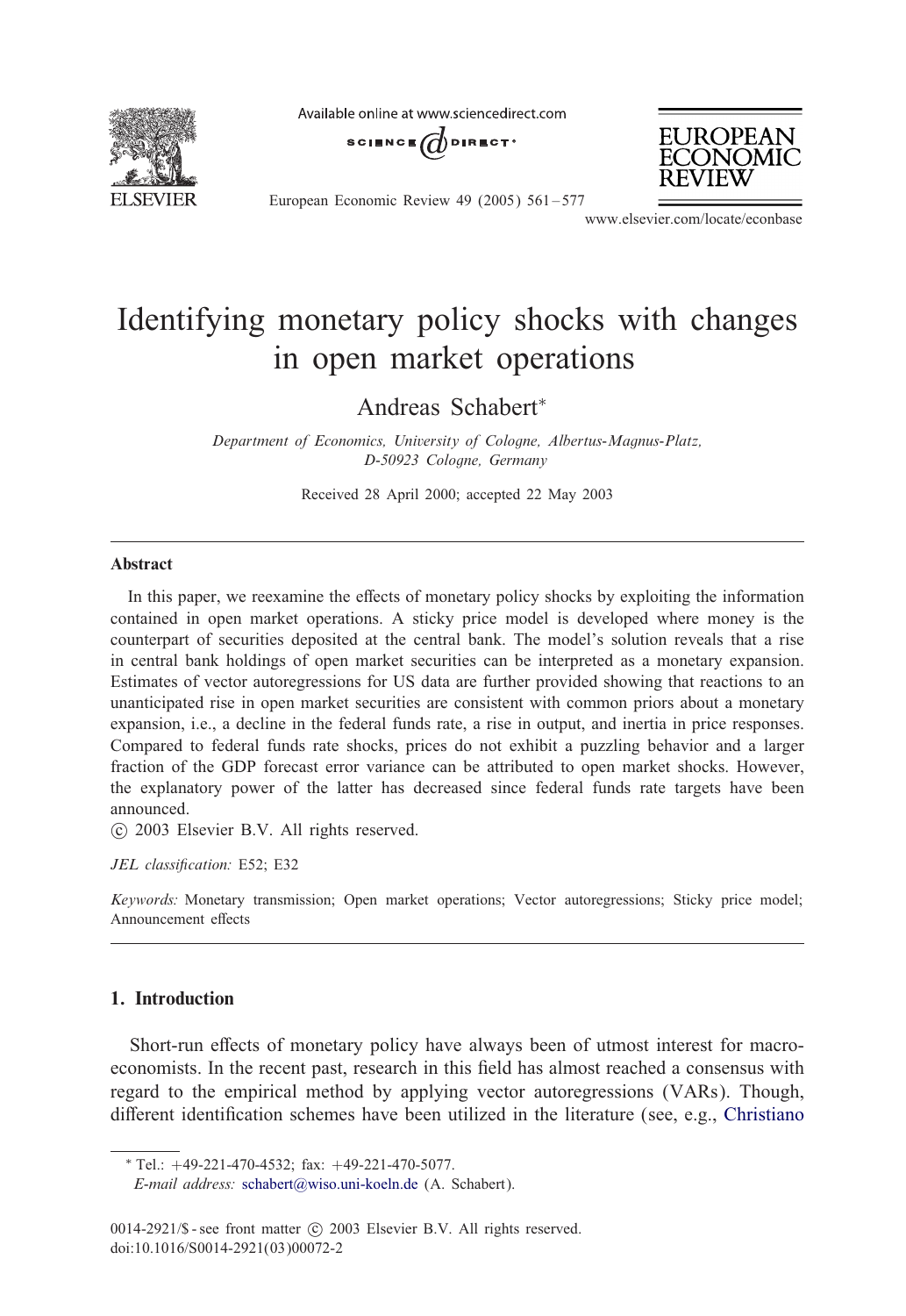# Identifying monetary policy shocks with changes in open market operations

Andreas Schabert*

*Department of Economics, University of Cologne, Albertus-Magnus-Platz, D-50923 Cologne, Germany*

Received 28 April 2000; accepted 22 May 2003

---

## Abstract

In this paper, we reexamine the effects of monetary policy shocks by exploiting the information contained in open market operations. A sticky price model is developed where money is the counterpart of securities deposited at the central bank. The model's solution reveals that a rise in central bank holdings of open market securities can be interpreted as a monetary expansion. Estimates of vector autoregressions for US data are further provided showing that reactions to an unanticipated rise in open market securities are consistent with common priors about a monetary expansion, i.e., a decline in the federal funds rate, a rise in output, and inertia in price responses. Compared to federal funds rate shocks, prices do not exhibit a puzzling behavior and a larger fraction of the GDP forecast error variance can be attributed to open market shocks. However, the explanatory power of the latter has decreased since federal funds rate targets have been announced.

© 2003 Elsevier B.V. All rights reserved.

*JEL classification:* E52; E32

*Keywords:* Monetary transmission; Open market operations; Vector autoregressions; Sticky price model; Announcement effects

---

## 1. Introduction

Short-run effects of monetary policy have always been of utmost interest for macroeconomists. In the recent past, research in this field has almost reached a consensus with regard to the empirical method by applying vector autoregressions (VARs). Though, different identification schemes have been utilized in the literature (see, e.g., Christiano

---

* Tel.: +49-221-470-4532; fax: +49-221-470-5077.

*E-mail address:* schabert@wiso.uni-koeln.de (A. Schabert).

0014-2921/$ - see front matter © 2003 Elsevier B.V. All rights reserved.
doi:10.1016/S0014-2921(03)00072-2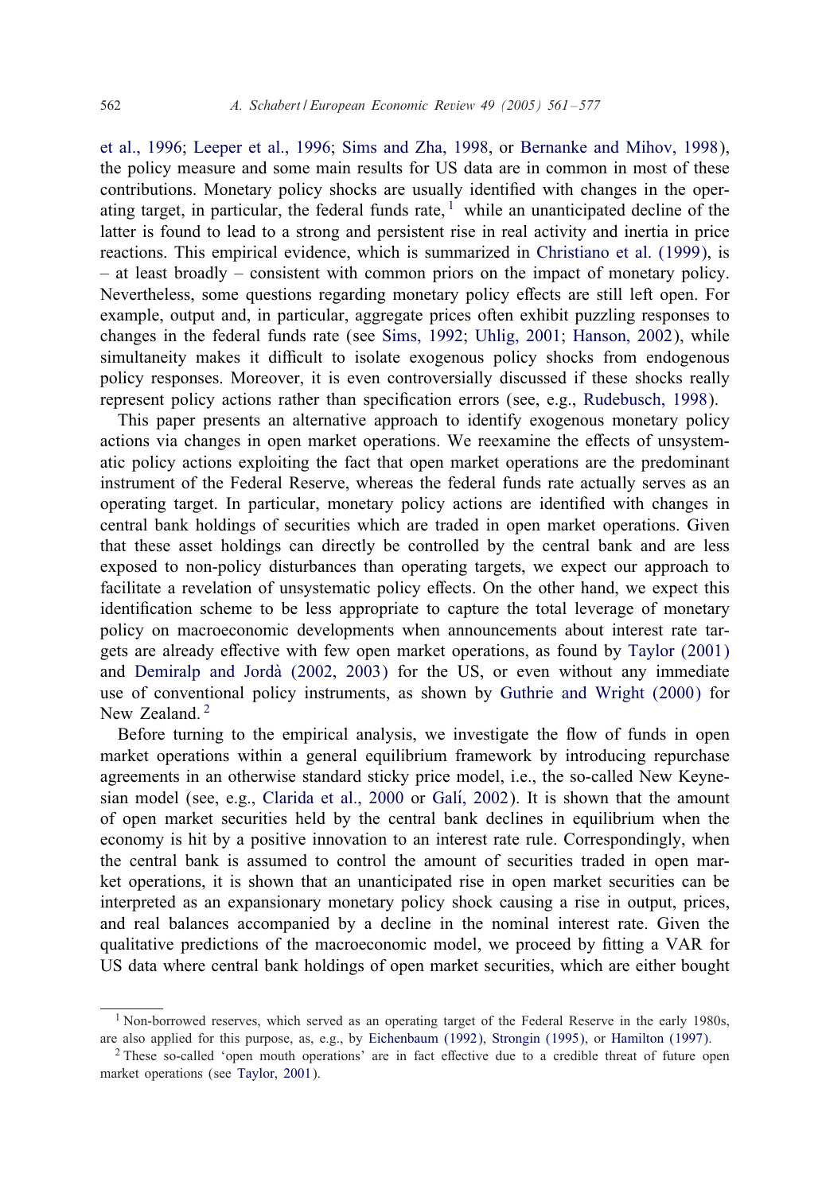et al., 1996; Leeper et al., 1996; Sims and Zha, 1998, or Bernanke and Mihov, 1998), the policy measure and some main results for US data are in common in most of these contributions. Monetary policy shocks are usually identified with changes in the operating target, in particular, the federal funds rate,[1] while an unanticipated decline of the latter is found to lead to a strong and persistent rise in real activity and inertia in price reactions. This empirical evidence, which is summarized in Christiano et al. (1999), is – at least broadly – consistent with common priors on the impact of monetary policy. Nevertheless, some questions regarding monetary policy effects are still left open. For example, output and, in particular, aggregate prices often exhibit puzzling responses to changes in the federal funds rate (see Sims, 1992; Uhlig, 2001; Hanson, 2002), while simultaneity makes it difficult to isolate exogenous policy shocks from endogenous policy responses. Moreover, it is even controversially discussed if these shocks really represent policy actions rather than specification errors (see, e.g., Rudebusch, 1998).

This paper presents an alternative approach to identify exogenous monetary policy actions via changes in open market operations. We reexamine the effects of unsystematic policy actions exploiting the fact that open market operations are the predominant instrument of the Federal Reserve, whereas the federal funds rate actually serves as an operating target. In particular, monetary policy actions are identified with changes in central bank holdings of securities which are traded in open market operations. Given that these asset holdings can directly be controlled by the central bank and are less exposed to non-policy disturbances than operating targets, we expect our approach to facilitate a revelation of unsystematic policy effects. On the other hand, we expect this identification scheme to be less appropriate to capture the total leverage of monetary policy on macroeconomic developments when announcements about interest rate targets are already effective with few open market operations, as found by Taylor (2001) and Demiralp and Jordà (2002, 2003) for the US, or even without any immediate use of conventional policy instruments, as shown by Guthrie and Wright (2000) for New Zealand.[2]

Before turning to the empirical analysis, we investigate the flow of funds in open market operations within a general equilibrium framework by introducing repurchase agreements in an otherwise standard sticky price model, i.e., the so-called New Keynesian model (see, e.g., Clarida et al., 2000 or Galí, 2002). It is shown that the amount of open market securities held by the central bank declines in equilibrium when the economy is hit by a positive innovation to an interest rate rule. Correspondingly, when the central bank is assumed to control the amount of securities traded in open market operations, it is shown that an unanticipated rise in open market securities can be interpreted as an expansionary monetary policy shock causing a rise in output, prices, and real balances accompanied by a decline in the nominal interest rate. Given the qualitative predictions of the macroeconomic model, we proceed by fitting a VAR for US data where central bank holdings of open market securities, which are either bought

[1] Non-borrowed reserves, which served as an operating target of the Federal Reserve in the early 1980s, are also applied for this purpose, as, e.g., by Eichenbaum (1992), Strongin (1995), or Hamilton (1997).

[2] These so-called 'open mouth operations' are in fact effective due to a credible threat of future open market operations (see Taylor, 2001).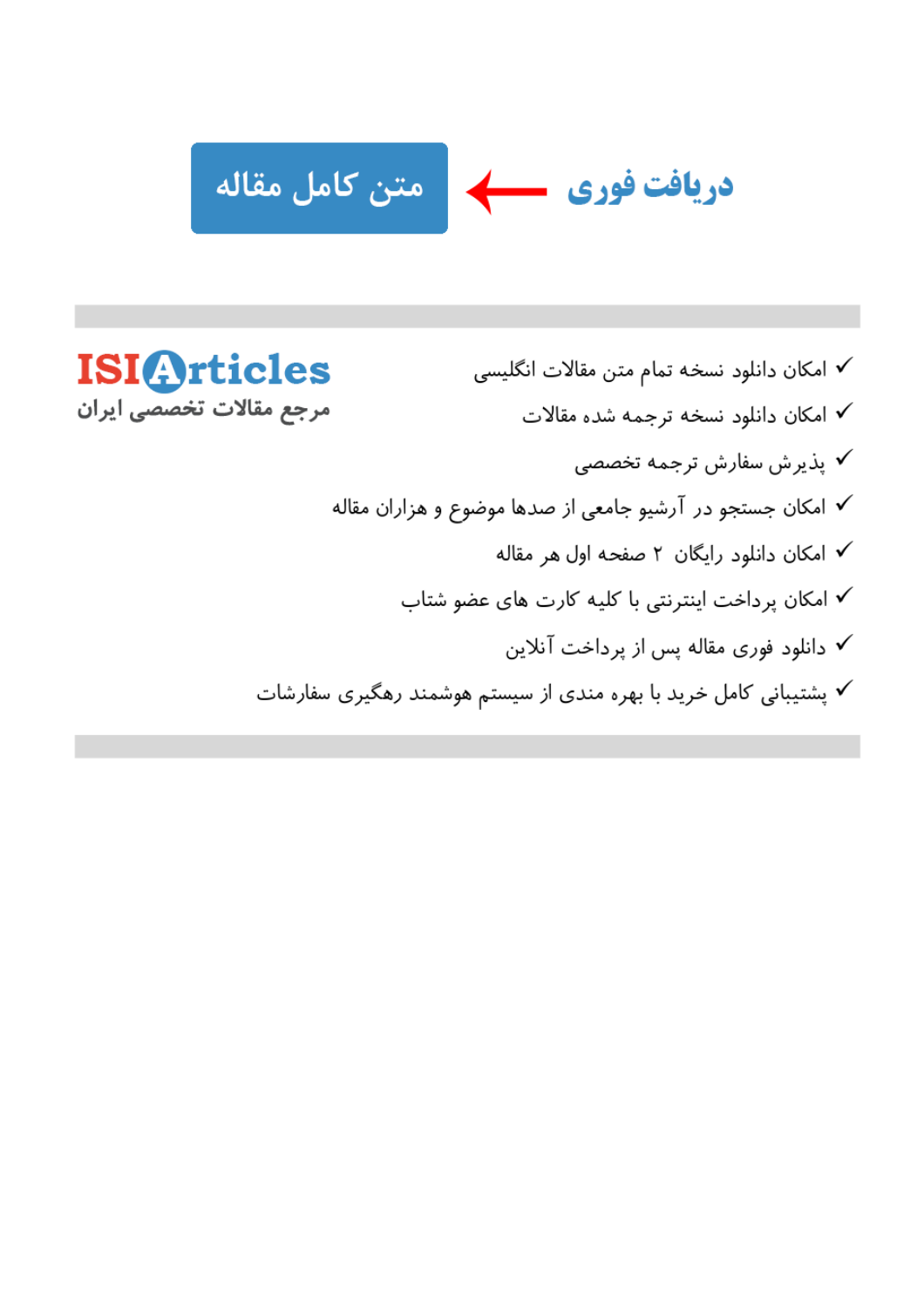دریافت فوری ← متن کامل مقاله

**ISIArticles**
مرجع مقالات تخصصی ایران

- ✓ امکان دانلود نسخه تمام متن مقالات انگلیسی
- ✓ امکان دانلود نسخه ترجمه شده مقالات
- ✓ پذیرش سفارش ترجمه تخصصی
- ✓ امکان جستجو در آرشیو جامعی از صدها موضوع و هزاران مقاله
- ✓ امکان دانلود رایگان ۲ صفحه اول هر مقاله
- ✓ امکان پرداخت اینترنتی با کلیه کارت های عضو شتاب
- ✓ دانلود فوری مقاله پس از پرداخت آنلاین
- ✓ پشتیبانی کامل خرید با بهره مندی از سیستم هوشمند رهگیری سفارشات